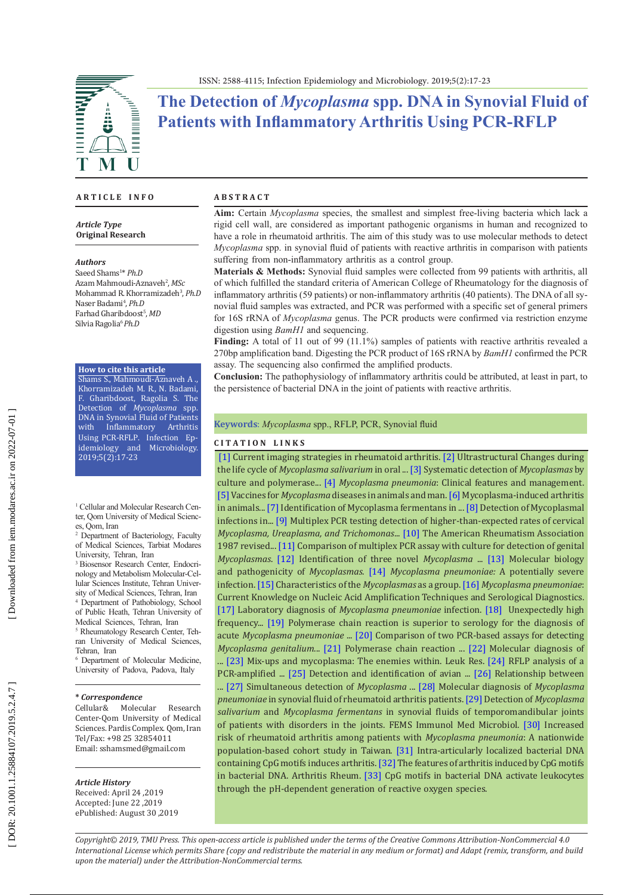# The Detection of *Mycoplasma* spp. DNA in Synovial Fluid of Patients with Inflammatory Arthritis Using PCR-RFLP

## ARTICLE INFO

***Article Type***
**Original Research**

***Authors***
Saeed Shams[1]* *Ph.D*
Azam Mahmoudi-Aznaveh[2], *MSc*
Mohammad R. Khorramizadeh[3], *Ph.D*
Naser Badami[4], *Ph.D*
Farhad Gharibdoost[5], *MD*
Silvia Ragolia[6] *Ph.D*

**How to cite this article**
Shams S., Mahmoudi-Aznaveh A., Khorramizadeh M. R., N. Badami, F. Gharibdoost, Ragolia S. The Detection of *Mycoplasma* spp. DNA in Synovial Fluid of Patients with Inflammatory Arthritis Using PCR-RFLP. Infection Epidemiology and Microbiology. 2019;5(2):17-23

[1] Cellular and Molecular Research Center, Qom University of Medical Sciences, Qom, Iran
[2] Department of Bacteriology, Faculty of Medical Sciences, Tarbiat Modares University, Tehran, Iran
[3] Biosensor Research Center, Endocrinology and Metabolism Molecular-Cellular Sciences Institute, Tehran University of Medical Sciences, Tehran, Iran
[4] Department of Pathobiology, School of Public Heath, Tehran University of Medical Sciences, Tehran, Iran
[5] Rheumatology Research Center, Tehran University of Medical Sciences, Tehran, Iran
[6] Department of Molecular Medicine, University of Padova, Padova, Italy

***\* Correspondence***
Cellular& Molecular Research Center-Qom University of Medical Sciences. Pardis Complex. Qom, Iran
Tel/Fax: +98 25 32854011
Email: sshamsmed@gmail.com

***Article History***
Received: April 24 ,2019
Accepted: June 22 ,2019
ePublished: August 30 ,2019

## ABSTRACT

**Aim:** Certain *Mycoplasma* species, the smallest and simplest free-living bacteria which lack a rigid cell wall, are considered as important pathogenic organisms in human and recognized to have a role in rheumatoid arthritis. The aim of this study was to use molecular methods to detect *Mycoplasma* spp. in synovial fluid of patients with reactive arthritis in comparison with patients suffering from non-inflammatory arthritis as a control group.

**Materials & Methods:** Synovial fluid samples were collected from 99 patients with arthritis, all of which fulfilled the standard criteria of American College of Rheumatology for the diagnosis of inflammatory arthritis (59 patients) or non-inflammatory arthritis (40 patients). The DNA of all synovial fluid samples was extracted, and PCR was performed with a specific set of general primers for 16S rRNA of *Mycoplasma* genus. The PCR products were confirmed via restriction enzyme digestion using *BamH1* and sequencing.

**Finding:** A total of 11 out of 99 (11.1%) samples of patients with reactive arthritis revealed a 270bp amplification band. Digesting the PCR product of 16S rRNA by *BamH1* confirmed the PCR assay. The sequencing also confirmed the amplified products.

**Conclusion:** The pathophysiology of inflammatory arthritis could be attributed, at least in part, to the persistence of bacterial DNA in the joint of patients with reactive arthritis.

**Keywords**: *Mycoplasma* spp., RFLP, PCR, Synovial fluid

## CITATION LINKS

[1] Current imaging strategies in rheumatoid arthritis. [2] Ultrastructural Changes during the life cycle of *Mycoplasma salivarium* in oral ... [3] Systematic detection of *Mycoplasmas* by culture and polymerase... [4] *Mycoplasma pneumonia*: Clinical features and management. [5] Vaccines for *Mycoplasma* diseases in animals and man. [6] Mycoplasma-induced arthritis in animals... [7] Identification of Mycoplasma fermentans in ... [8] Detection of Mycoplasmal infections in... [9] Multiplex PCR testing detection of higher-than-expected rates of cervical *Mycoplasma, Ureaplasma, and Trichomonas*... [10] The American Rheumatism Association 1987 revised... [11] Comparison of multiplex PCR assay with culture for detection of genital *Mycoplasmas*. [12] Identification of three novel *Mycoplasma* ... [13] Molecular biology and pathogenicity of *Mycoplasmas*. [14] *Mycoplasma pneumoniae:* A potentially severe infection. [15] Characteristics of the *Mycoplasmas* as a group. [16] *Mycoplasma pneumoniae*: Current Knowledge on Nucleic Acid Amplification Techniques and Serological Diagnostics. [17] Laboratory diagnosis of *Mycoplasma pneumoniae* infection. [18] Unexpectedly high frequency... [19] Polymerase chain reaction is superior to serology for the diagnosis of acute *Mycoplasma pneumoniae* ... [20] Comparison of two PCR-based assays for detecting *Mycoplasma genitalium*... [21] Polymerase chain reaction ... [22] Molecular diagnosis of ... [23] Mix-ups and mycoplasma: The enemies within. Leuk Res. [24] RFLP analysis of a PCR-amplified ... [25] Detection and identification of avian ... [26] Relationship between ... [27] Simultaneous detection of *Mycoplasma* ... [28] Molecular diagnosis of *Mycoplasma pneumoniae* in synovial fluid of rheumatoid arthritis patients. [29] Detection of *Mycoplasma salivarium* and *Mycoplasma fermentans* in synovial fluids of temporomandibular joints of patients with disorders in the joints. FEMS Immunol Med Microbiol. [30] Increased risk of rheumatoid arthritis among patients with *Mycoplasma pneumonia*: A nationwide population-based cohort study in Taiwan. [31] Intra-articularly localized bacterial DNA containing CpG motifs induces arthritis. [32] The features of arthritis induced by CpG motifs in bacterial DNA. Arthritis Rheum. [33] CpG motifs in bacterial DNA activate leukocytes through the pH-dependent generation of reactive oxygen species.

*Copyright© 2019, TMU Press. This open-access article is published under the terms of the Creative Commons Attribution-NonCommercial 4.0 International License which permits Share (copy and redistribute the material in any medium or format) and Adapt (remix, transform, and build upon the material) under the Attribution-NonCommercial terms.*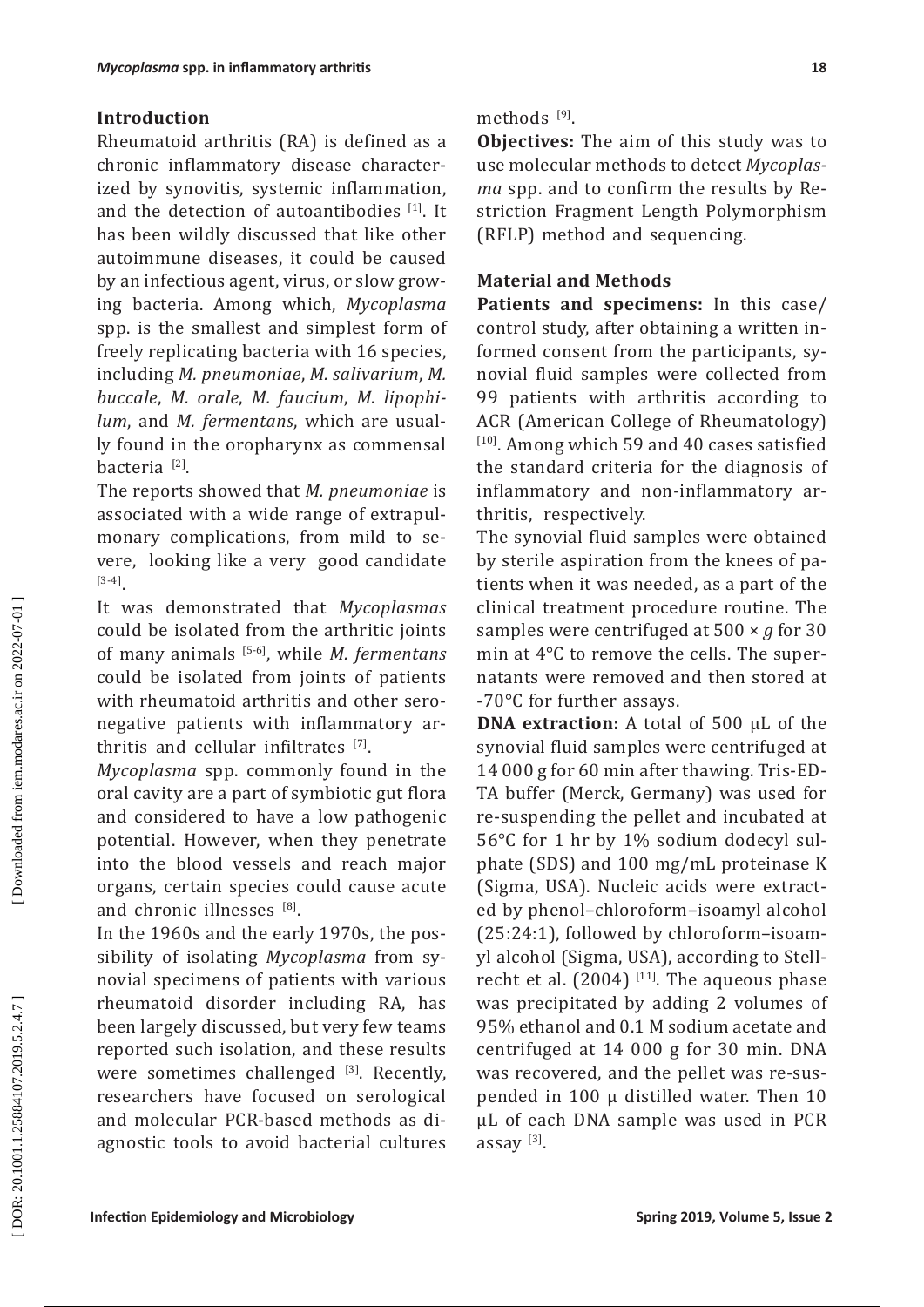## Introduction

Rheumatoid arthritis (RA) is defined as a chronic inflammatory disease characterized by synovitis, systemic inflammation, and the detection of autoantibodies [1]. It has been wildly discussed that like other autoimmune diseases, it could be caused by an infectious agent, virus, or slow growing bacteria. Among which, *Mycoplasma* spp. is the smallest and simplest form of freely replicating bacteria with 16 species, including *M. pneumoniae*, *M. salivarium*, *M. buccale*, *M. orale*, *M. faucium*, *M. lipophilum*, and *M. fermentans*, which are usually found in the oropharynx as commensal bacteria [2].

The reports showed that *M. pneumoniae* is associated with a wide range of extrapulmonary complications, from mild to severe, looking like a very good candidate [3-4].

It was demonstrated that *Mycoplasmas* could be isolated from the arthritic joints of many animals [5-6], while *M. fermentans* could be isolated from joints of patients with rheumatoid arthritis and other seronegative patients with inflammatory arthritis and cellular infiltrates [7].

*Mycoplasma* spp. commonly found in the oral cavity are a part of symbiotic gut flora and considered to have a low pathogenic potential. However, when they penetrate into the blood vessels and reach major organs, certain species could cause acute and chronic illnesses [8].

In the 1960s and the early 1970s, the possibility of isolating *Mycoplasma* from synovial specimens of patients with various rheumatoid disorder including RA, has been largely discussed, but very few teams reported such isolation, and these results were sometimes challenged [3]. Recently, researchers have focused on serological and molecular PCR-based methods as diagnostic tools to avoid bacterial cultures methods [9].

**Objectives:** The aim of this study was to use molecular methods to detect *Mycoplasma* spp. and to confirm the results by Restriction Fragment Length Polymorphism (RFLP) method and sequencing.

## Material and Methods

**Patients and specimens:** In this case/control study, after obtaining a written informed consent from the participants, synovial fluid samples were collected from 99 patients with arthritis according to ACR (American College of Rheumatology) [10]. Among which 59 and 40 cases satisfied the standard criteria for the diagnosis of inflammatory and non-inflammatory arthritis, respectively.

The synovial fluid samples were obtained by sterile aspiration from the knees of patients when it was needed, as a part of the clinical treatment procedure routine. The samples were centrifuged at 500 × *g* for 30 min at 4°C to remove the cells. The supernatants were removed and then stored at -70°C for further assays.

**DNA extraction:** A total of 500 µL of the synovial fluid samples were centrifuged at 14 000 g for 60 min after thawing. Tris-EDTA buffer (Merck, Germany) was used for re-suspending the pellet and incubated at 56°C for 1 hr by 1% sodium dodecyl sulphate (SDS) and 100 mg/mL proteinase K (Sigma, USA). Nucleic acids were extracted by phenol–chloroform–isoamyl alcohol (25:24:1), followed by chloroform–isoamyl alcohol (Sigma, USA), according to Stellrecht et al. (2004) [11]. The aqueous phase was precipitated by adding 2 volumes of 95% ethanol and 0.1 M sodium acetate and centrifuged at 14 000 g for 30 min. DNA was recovered, and the pellet was re-suspended in 100 µ distilled water. Then 10 µL of each DNA sample was used in PCR assay [3].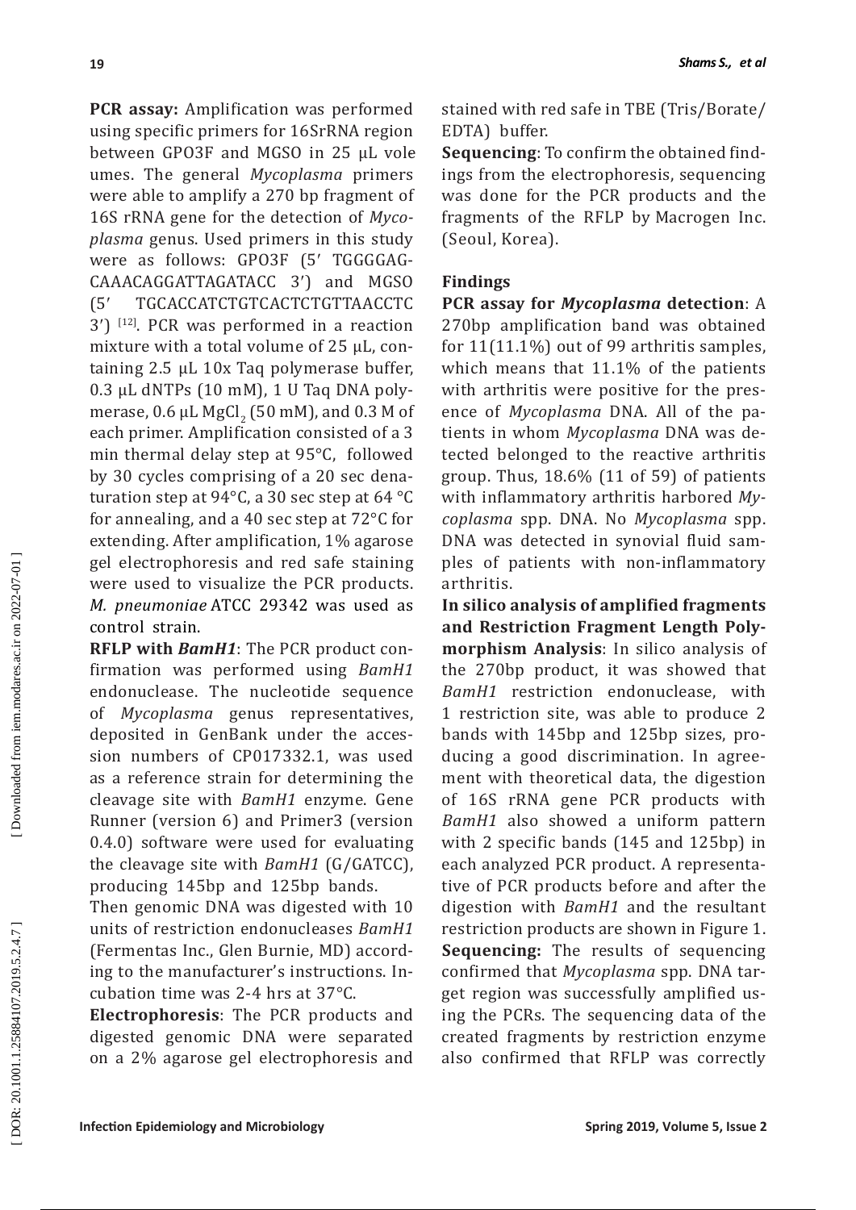**PCR assay:** Amplification was performed using specific primers for 16SrRNA region between GPO3F and MGSO in 25 μL vole umes. The general *Mycoplasma* primers were able to amplify a 270 bp fragment of 16S rRNA gene for the detection of *Mycoplasma* genus. Used primers in this study were as follows: GPO3F (5′ TGGGGAGCAAACAGGATTAGATACC 3′) and MGSO (5′ TGCACCATCTGTCACTCTGTTAACCTC 3′) [12]. PCR was performed in a reaction mixture with a total volume of 25 μL, containing 2.5 μL 10x Taq polymerase buffer, 0.3 μL dNTPs (10 mM), 1 U Taq DNA polymerase, 0.6 μL $MgCl_2$ (50 mM), and 0.3 M of each primer. Amplification consisted of a 3 min thermal delay step at 95°C, followed by 30 cycles comprising of a 20 sec denaturation step at 94°C, a 30 sec step at 64 °C for annealing, and a 40 sec step at 72°C for extending. After amplification, 1% agarose gel electrophoresis and red safe staining were used to visualize the PCR products. *M. pneumoniae* ATCC 29342 was used as control strain.

**RFLP with *BamH1***: The PCR product confirmation was performed using *BamH1* endonuclease. The nucleotide sequence of *Mycoplasma* genus representatives, deposited in GenBank under the accession numbers of CP017332.1, was used as a reference strain for determining the cleavage site with *BamH1* enzyme. Gene Runner (version 6) and Primer3 (version 0.4.0) software were used for evaluating the cleavage site with *BamH1* (G/GATCC), producing 145bp and 125bp bands.

Then genomic DNA was digested with 10 units of restriction endonucleases *BamH1* (Fermentas Inc., Glen Burnie, MD) according to the manufacturer's instructions. Incubation time was 2-4 hrs at 37°C.

**Electrophoresis**: The PCR products and digested genomic DNA were separated on a 2% agarose gel electrophoresis and stained with red safe in TBE (Tris/Borate/EDTA) buffer.

**Sequencing**: To confirm the obtained findings from the electrophoresis, sequencing was done for the PCR products and the fragments of the RFLP by Macrogen Inc. (Seoul, Korea).

## Findings

**PCR assay for *Mycoplasma* detection**: A 270bp amplification band was obtained for 11(11.1%) out of 99 arthritis samples, which means that 11.1% of the patients with arthritis were positive for the presence of *Mycoplasma* DNA. All of the patients in whom *Mycoplasma* DNA was detected belonged to the reactive arthritis group. Thus, 18.6% (11 of 59) of patients with inflammatory arthritis harbored *Mycoplasma* spp. DNA. No *Mycoplasma* spp. DNA was detected in synovial fluid samples of patients with non-inflammatory arthritis.

**In silico analysis of amplified fragments and Restriction Fragment Length Polymorphism Analysis**: In silico analysis of the 270bp product, it was showed that *BamH1* restriction endonuclease, with 1 restriction site, was able to produce 2 bands with 145bp and 125bp sizes, producing a good discrimination. In agreement with theoretical data, the digestion of 16S rRNA gene PCR products with *BamH1* also showed a uniform pattern with 2 specific bands (145 and 125bp) in each analyzed PCR product. A representative of PCR products before and after the digestion with *BamH1* and the resultant restriction products are shown in Figure 1.

**Sequencing:** The results of sequencing confirmed that *Mycoplasma* spp. DNA target region was successfully amplified using the PCRs. The sequencing data of the created fragments by restriction enzyme also confirmed that RFLP was correctly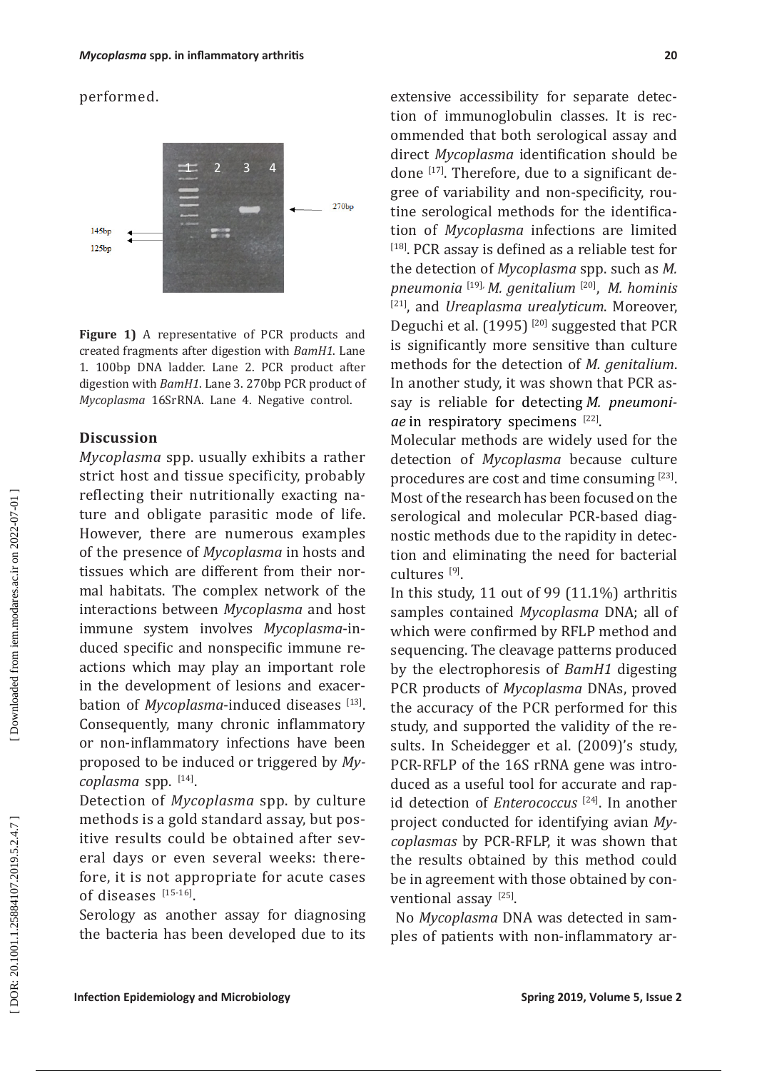performed.

**Figure 1)** A representative of PCR products and created fragments after digestion with *BamH1*. Lane 1. 100bp DNA ladder. Lane 2. PCR product after digestion with *BamH1*. Lane 3. 270bp PCR product of *Mycoplasma* 16SrRNA. Lane 4. Negative control.

## Discussion

*Mycoplasma* spp. usually exhibits a rather strict host and tissue specificity, probably reflecting their nutritionally exacting nature and obligate parasitic mode of life. However, there are numerous examples of the presence of *Mycoplasma* in hosts and tissues which are different from their normal habitats. The complex network of the interactions between *Mycoplasma* and host immune system involves *Mycoplasma*-induced specific and nonspecific immune reactions which may play an important role in the development of lesions and exacerbation of *Mycoplasma*-induced diseases [13]. Consequently, many chronic inflammatory or non-inflammatory infections have been proposed to be induced or triggered by *Mycoplasma* spp. [14].

Detection of *Mycoplasma* spp. by culture methods is a gold standard assay, but positive results could be obtained after several days or even several weeks: therefore, it is not appropriate for acute cases of diseases [15-16].

Serology as another assay for diagnosing the bacteria has been developed due to its extensive accessibility for separate detection of immunoglobulin classes. It is recommended that both serological assay and direct *Mycoplasma* identification should be done [17]. Therefore, due to a significant degree of variability and non-specificity, routine serological methods for the identification of *Mycoplasma* infections are limited [18]. PCR assay is defined as a reliable test for the detection of *Mycoplasma* spp. such as *M. pneumonia* [19], *M. genitalium* [20], *M. hominis* [21], and *Ureaplasma urealyticum*. Moreover, Deguchi et al. (1995) [20] suggested that PCR is significantly more sensitive than culture methods for the detection of *M. genitalium*. In another study, it was shown that PCR assay is reliable for detecting *M. pneumoniae* in respiratory specimens [22].

Molecular methods are widely used for the detection of *Mycoplasma* because culture procedures are cost and time consuming [23]. Most of the research has been focused on the serological and molecular PCR-based diagnostic methods due to the rapidity in detection and eliminating the need for bacterial cultures [9].

In this study, 11 out of 99 (11.1%) arthritis samples contained *Mycoplasma* DNA; all of which were confirmed by RFLP method and sequencing. The cleavage patterns produced by the electrophoresis of *BamH1* digesting PCR products of *Mycoplasma* DNAs, proved the accuracy of the PCR performed for this study, and supported the validity of the results. In Scheidegger et al. (2009)'s study, PCR-RFLP of the 16S rRNA gene was introduced as a useful tool for accurate and rapid detection of *Enterococcus* [24]. In another project conducted for identifying avian *Mycoplasmas* by PCR-RFLP, it was shown that the results obtained by this method could be in agreement with those obtained by conventional assay [25].

No *Mycoplasma* DNA was detected in samples of patients with non-inflammatory ar-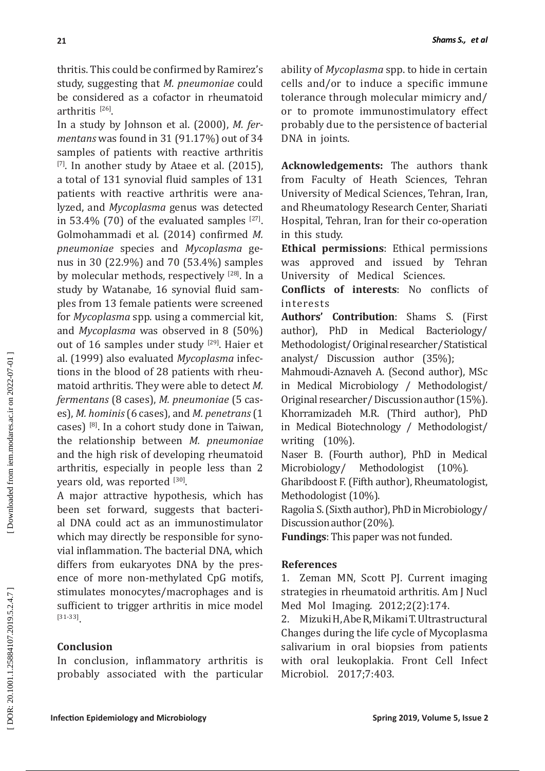thritis. This could be confirmed by Ramirez's study, suggesting that *M. pneumoniae* could be considered as a cofactor in rheumatoid arthritis [26].

In a study by Johnson et al. (2000), *M. fermentans* was found in 31 (91.17%) out of 34 samples of patients with reactive arthritis [7]. In another study by Ataee et al. (2015), a total of 131 synovial fluid samples of 131 patients with reactive arthritis were analyzed, and *Mycoplasma* genus was detected in 53.4% (70) of the evaluated samples [27]. Golmohammadi et al. (2014) confirmed *M. pneumoniae* species and *Mycoplasma* genus in 30 (22.9%) and 70 (53.4%) samples by molecular methods, respectively [28]. In a study by Watanabe, 16 synovial fluid samples from 13 female patients were screened for *Mycoplasma* spp. using a commercial kit, and *Mycoplasma* was observed in 8 (50%) out of 16 samples under study [29]. Haier et al. (1999) also evaluated *Mycoplasma* infections in the blood of 28 patients with rheumatoid arthritis. They were able to detect *M. fermentans* (8 cases), *M. pneumoniae* (5 cases), *M. hominis* (6 cases), and *M. penetrans* (1 cases) [8]. In a cohort study done in Taiwan, the relationship between *M. pneumoniae* and the high risk of developing rheumatoid arthritis, especially in people less than 2 years old, was reported [30].

A major attractive hypothesis, which has been set forward, suggests that bacterial DNA could act as an immunostimulator which may directly be responsible for synovial inflammation. The bacterial DNA, which differs from eukaryotes DNA by the presence of more non-methylated CpG motifs, stimulates monocytes/macrophages and is sufficient to trigger arthritis in mice model [31-33].

## Conclusion

In conclusion, inflammatory arthritis is probably associated with the particular ability of *Mycoplasma* spp. to hide in certain cells and/or to induce a specific immune tolerance through molecular mimicry and/or to promote immunostimulatory effect probably due to the persistence of bacterial DNA in joints.

**Acknowledgements:** The authors thank from Faculty of Heath Sciences, Tehran University of Medical Sciences, Tehran, Iran, and Rheumatology Research Center, Shariati Hospital, Tehran, Iran for their co-operation in this study.

**Ethical permissions**: Ethical permissions was approved and issued by Tehran University of Medical Sciences.

**Conflicts of interests**: No conflicts of interests

**Authors' Contribution**: Shams S. (First author), PhD in Medical Bacteriology/ Methodologist/ Original researcher/ Statistical analyst/ Discussion author (35%);

Mahmoudi-Aznaveh A. (Second author), MSc in Medical Microbiology / Methodologist/ Original researcher/ Discussion author (15%).

Khorramizadeh M.R. (Third author), PhD in Medical Biotechnology / Methodologist/ writing (10%).

Naser B. (Fourth author), PhD in Medical Microbiology/ Methodologist (10%).

Gharibdoost F. (Fifth author), Rheumatologist, Methodologist (10%).

Ragolia S. (Sixth author), PhD in Microbiology/ Discussion author (20%).

**Fundings**: This paper was not funded.

## References

1. Zeman MN, Scott PJ. Current imaging strategies in rheumatoid arthritis. Am J Nucl Med Mol Imaging. 2012;2(2):174.
2. Mizuki H, Abe R, Mikami T. Ultrastructural Changes during the life cycle of Mycoplasma salivarium in oral biopsies from patients with oral leukoplakia. Front Cell Infect Microbiol. 2017;7:403.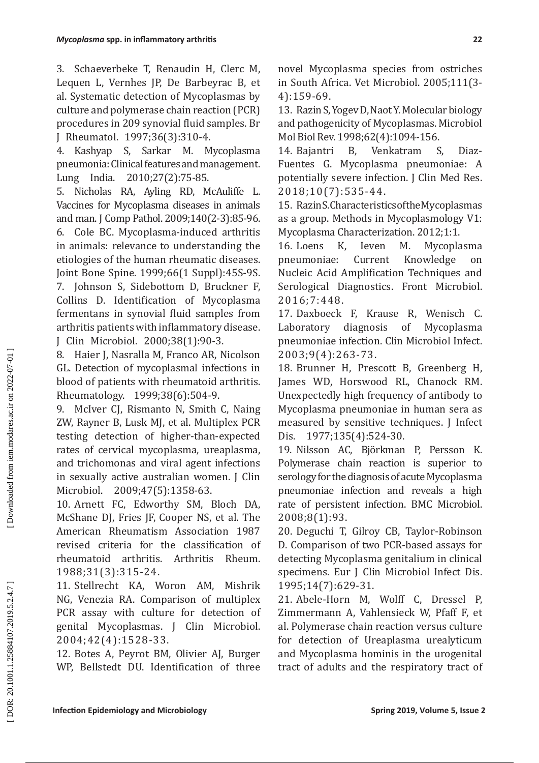3. Schaeverbeke T, Renaudin H, Clerc M, Lequen L, Vernhes JP, De Barbeyrac B, et al. Systematic detection of Mycoplasmas by culture and polymerase chain reaction (PCR) procedures in 209 synovial fluid samples. Br J Rheumatol. 1997;36(3):310-4.

4. Kashyap S, Sarkar M. Mycoplasma pneumonia: Clinical features and management. Lung India. 2010;27(2):75-85.

5. Nicholas RA, Ayling RD, McAuliffe L. Vaccines for Mycoplasma diseases in animals and man. J Comp Pathol. 2009;140(2-3):85-96.

6. Cole BC. Mycoplasma-induced arthritis in animals: relevance to understanding the etiologies of the human rheumatic diseases. Joint Bone Spine. 1999;66(1 Suppl):45S-9S.

7. Johnson S, Sidebottom D, Bruckner F, Collins D. Identification of Mycoplasma fermentans in synovial fluid samples from arthritis patients with inflammatory disease. J Clin Microbiol. 2000;38(1):90-3.

8. Haier J, Nasralla M, Franco AR, Nicolson GL. Detection of mycoplasmal infections in blood of patients with rheumatoid arthritis. Rheumatology. 1999;38(6):504-9.

9. McIver CJ, Rismanto N, Smith C, Naing ZW, Rayner B, Lusk MJ, et al. Multiplex PCR testing detection of higher-than-expected rates of cervical mycoplasma, ureaplasma, and trichomonas and viral agent infections in sexually active australian women. J Clin Microbiol. 2009;47(5):1358-63.

10. Arnett FC, Edworthy SM, Bloch DA, McShane DJ, Fries JF, Cooper NS, et al. The American Rheumatism Association 1987 revised criteria for the classification of rheumatoid arthritis. Arthritis Rheum. 1988;31(3):315-24.

11. Stellrecht KA, Woron AM, Mishrik NG, Venezia RA. Comparison of multiplex PCR assay with culture for detection of genital Mycoplasmas. J Clin Microbiol. 2004;42(4):1528-33.

12. Botes A, Peyrot BM, Olivier AJ, Burger WP, Bellstedt DU. Identification of three novel Mycoplasma species from ostriches in South Africa. Vet Microbiol. 2005;111(3-4):159-69.

13. Razin S, Yogev D, Naot Y. Molecular biology and pathogenicity of Mycoplasmas. Microbiol Mol Biol Rev. 1998;62(4):1094-156.

14. Bajantri B, Venkatram S, Diaz-Fuentes G. Mycoplasma pneumoniae: A potentially severe infection. J Clin Med Res. 2018;10(7):535-44.

15. Razin S. Characteristics of the Mycoplasmas as a group. Methods in Mycoplasmology V1: Mycoplasma Characterization. 2012;1:1.

16. Loens K, Ieven M. Mycoplasma pneumoniae: Current Knowledge on Nucleic Acid Amplification Techniques and Serological Diagnostics. Front Microbiol. 2016;7:448.

17. Daxboeck F, Krause R, Wenisch C. Laboratory diagnosis of Mycoplasma pneumoniae infection. Clin Microbiol Infect. 2003;9(4):263-73.

18. Brunner H, Prescott B, Greenberg H, James WD, Horswood RL, Chanock RM. Unexpectedly high frequency of antibody to Mycoplasma pneumoniae in human sera as measured by sensitive techniques. J Infect Dis. 1977;135(4):524-30.

19. Nilsson AC, Björkman P, Persson K. Polymerase chain reaction is superior to serology for the diagnosis of acute Mycoplasma pneumoniae infection and reveals a high rate of persistent infection. BMC Microbiol. 2008;8(1):93.

20. Deguchi T, Gilroy CB, Taylor-Robinson D. Comparison of two PCR-based assays for detecting Mycoplasma genitalium in clinical specimens. Eur J Clin Microbiol Infect Dis. 1995;14(7):629-31.

21. Abele-Horn M, Wolff C, Dressel P, Zimmermann A, Vahlensieck W, Pfaff F, et al. Polymerase chain reaction versus culture for detection of Ureaplasma urealyticum and Mycoplasma hominis in the urogenital tract of adults and the respiratory tract of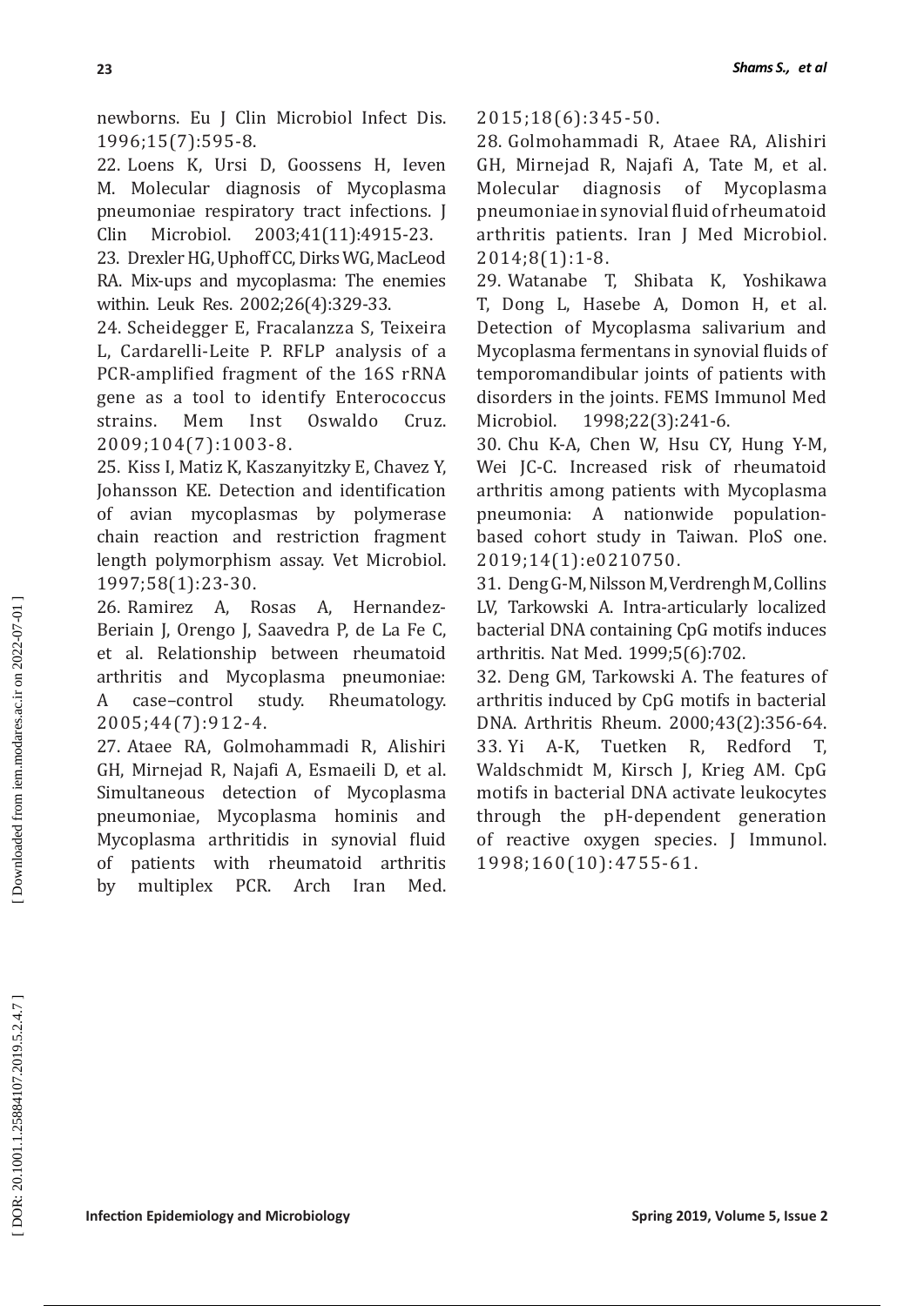newborns. Eu J Clin Microbiol Infect Dis. 1996;15(7):595-8.

22. Loens K, Ursi D, Goossens H, Ieven M. Molecular diagnosis of Mycoplasma pneumoniae respiratory tract infections. J Clin Microbiol. 2003;41(11):4915-23.

23. Drexler HG, Uphoff CC, Dirks WG, MacLeod RA. Mix-ups and mycoplasma: The enemies within. Leuk Res. 2002;26(4):329-33.

24. Scheidegger E, Fracalanzza S, Teixeira L, Cardarelli-Leite P. RFLP analysis of a PCR-amplified fragment of the 16S rRNA gene as a tool to identify Enterococcus strains. Mem Inst Oswaldo Cruz. 2009;104(7):1003-8.

25. Kiss I, Matiz K, Kaszanyitzky E, Chavez Y, Johansson KE. Detection and identification of avian mycoplasmas by polymerase chain reaction and restriction fragment length polymorphism assay. Vet Microbiol. 1997;58(1):23-30.

26. Ramirez A, Rosas A, Hernandez-Beriain J, Orengo J, Saavedra P, de La Fe C, et al. Relationship between rheumatoid arthritis and Mycoplasma pneumoniae: A case–control study. Rheumatology. 2005;44(7):912-4.

27. Ataee RA, Golmohammadi R, Alishiri GH, Mirnejad R, Najafi A, Esmaeili D, et al. Simultaneous detection of Mycoplasma pneumoniae, Mycoplasma hominis and Mycoplasma arthritidis in synovial fluid of patients with rheumatoid arthritis by multiplex PCR. Arch Iran Med. 2015;18(6):345-50.

28. Golmohammadi R, Ataee RA, Alishiri GH, Mirnejad R, Najafi A, Tate M, et al. Molecular diagnosis of Mycoplasma pneumoniae in synovial fluid of rheumatoid arthritis patients. Iran J Med Microbiol. 2014;8(1):1-8.

29. Watanabe T, Shibata K, Yoshikawa T, Dong L, Hasebe A, Domon H, et al. Detection of Mycoplasma salivarium and Mycoplasma fermentans in synovial fluids of temporomandibular joints of patients with disorders in the joints. FEMS Immunol Med Microbiol. 1998;22(3):241-6.

30. Chu K-A, Chen W, Hsu CY, Hung Y-M, Wei JC-C. Increased risk of rheumatoid arthritis among patients with Mycoplasma pneumonia: A nationwide population-based cohort study in Taiwan. PloS one. 2019;14(1):e0210750.

31. Deng G-M, Nilsson M, Verdrengh M, Collins LV, Tarkowski A. Intra-articularly localized bacterial DNA containing CpG motifs induces arthritis. Nat Med. 1999;5(6):702.

32. Deng GM, Tarkowski A. The features of arthritis induced by CpG motifs in bacterial DNA. Arthritis Rheum. 2000;43(2):356-64.

33. Yi A-K, Tuetken R, Redford T, Waldschmidt M, Kirsch J, Krieg AM. CpG motifs in bacterial DNA activate leukocytes through the pH-dependent generation of reactive oxygen species. J Immunol. 1998;160(10):4755-61.